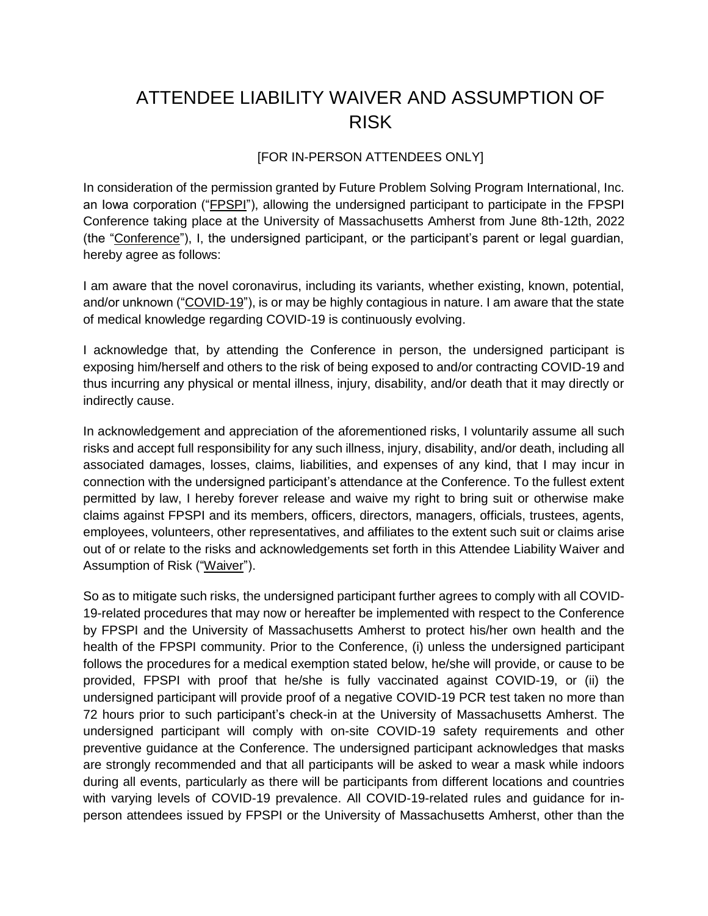# ATTENDEE LIABILITY WAIVER AND ASSUMPTION OF RISK

[FOR IN-PERSON ATTENDEES ONLY]

In consideration of the permission granted by Future Problem Solving Program International, Inc. an Iowa corporation ("FPSPI"), allowing the undersigned participant to participate in the FPSPI Conference taking place at the University of Massachusetts Amherst from June 8th-12th, 2022 (the "Conference"), I, the undersigned participant, or the participant's parent or legal guardian, hereby agree as follows:

I am aware that the novel coronavirus, including its variants, whether existing, known, potential, and/or unknown ("COVID-19"), is or may be highly contagious in nature. I am aware that the state of medical knowledge regarding COVID-19 is continuously evolving.

I acknowledge that, by attending the Conference in person, the undersigned participant is exposing him/herself and others to the risk of being exposed to and/or contracting COVID-19 and thus incurring any physical or mental illness, injury, disability, and/or death that it may directly or indirectly cause.

In acknowledgement and appreciation of the aforementioned risks, I voluntarily assume all such risks and accept full responsibility for any such illness, injury, disability, and/or death, including all associated damages, losses, claims, liabilities, and expenses of any kind, that I may incur in connection with the undersigned participant's attendance at the Conference. To the fullest extent permitted by law, I hereby forever release and waive my right to bring suit or otherwise make claims against FPSPI and its members, officers, directors, managers, officials, trustees, agents, employees, volunteers, other representatives, and affiliates to the extent such suit or claims arise out of or relate to the risks and acknowledgements set forth in this Attendee Liability Waiver and Assumption of Risk ("Waiver").

So as to mitigate such risks, the undersigned participant further agrees to comply with all COVID-19-related procedures that may now or hereafter be implemented with respect to the Conference by FPSPI and the University of Massachusetts Amherst to protect his/her own health and the health of the FPSPI community. Prior to the Conference, (i) unless the undersigned participant follows the procedures for a medical exemption stated below, he/she will provide, or cause to be provided, FPSPI with proof that he/she is fully vaccinated against COVID-19, or (ii) the undersigned participant will provide proof of a negative COVID-19 PCR test taken no more than 72 hours prior to such participant's check-in at the University of Massachusetts Amherst. The undersigned participant will comply with on-site COVID-19 safety requirements and other preventive guidance at the Conference. The undersigned participant acknowledges that masks are strongly recommended and that all participants will be asked to wear a mask while indoors during all events, particularly as there will be participants from different locations and countries with varying levels of COVID-19 prevalence. All COVID-19-related rules and guidance for in-person attendees issued by FPSPI or the University of Massachusetts Amherst, other than the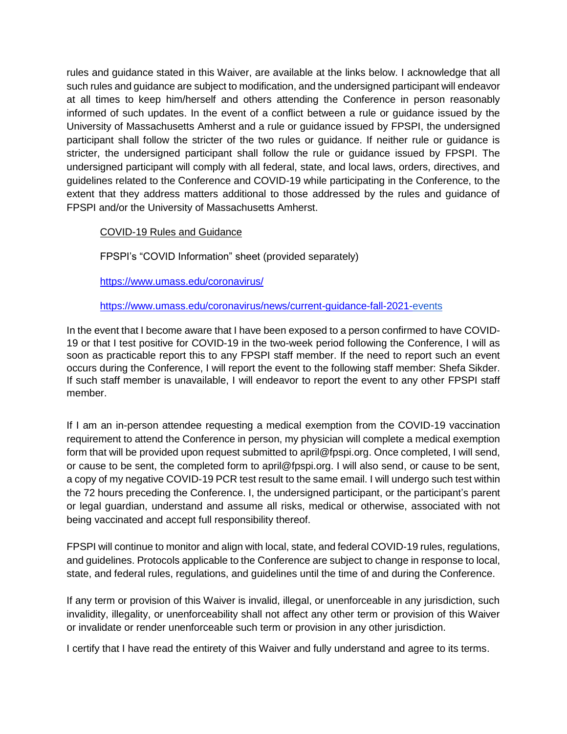rules and guidance stated in this Waiver, are available at the links below. I acknowledge that all such rules and guidance are subject to modification, and the undersigned participant will endeavor at all times to keep him/herself and others attending the Conference in person reasonably informed of such updates. In the event of a conflict between a rule or guidance issued by the University of Massachusetts Amherst and a rule or guidance issued by FPSPI, the undersigned participant shall follow the stricter of the two rules or guidance. If neither rule or guidance is stricter, the undersigned participant shall follow the rule or guidance issued by FPSPI. The undersigned participant will comply with all federal, state, and local laws, orders, directives, and guidelines related to the Conference and COVID-19 while participating in the Conference, to the extent that they address matters additional to those addressed by the rules and guidance of FPSPI and/or the University of Massachusetts Amherst.

<u>COVID-19 Rules and Guidance</u>

FPSPI's "COVID Information" sheet (provided separately)

https://www.umass.edu/coronavirus/

https://www.umass.edu/coronavirus/news/current-guidance-fall-2021-events

In the event that I become aware that I have been exposed to a person confirmed to have COVID-19 or that I test positive for COVID-19 in the two-week period following the Conference, I will as soon as practicable report this to any FPSPI staff member. If the need to report such an event occurs during the Conference, I will report the event to the following staff member: Shefa Sikder. If such staff member is unavailable, I will endeavor to report the event to any other FPSPI staff member.

If I am an in-person attendee requesting a medical exemption from the COVID-19 vaccination requirement to attend the Conference in person, my physician will complete a medical exemption form that will be provided upon request submitted to april@fpspi.org. Once completed, I will send, or cause to be sent, the completed form to april@fpspi.org. I will also send, or cause to be sent, a copy of my negative COVID-19 PCR test result to the same email. I will undergo such test within the 72 hours preceding the Conference. I, the undersigned participant, or the participant's parent or legal guardian, understand and assume all risks, medical or otherwise, associated with not being vaccinated and accept full responsibility thereof.

FPSPI will continue to monitor and align with local, state, and federal COVID-19 rules, regulations, and guidelines. Protocols applicable to the Conference are subject to change in response to local, state, and federal rules, regulations, and guidelines until the time of and during the Conference.

If any term or provision of this Waiver is invalid, illegal, or unenforceable in any jurisdiction, such invalidity, illegality, or unenforceability shall not affect any other term or provision of this Waiver or invalidate or render unenforceable such term or provision in any other jurisdiction.

I certify that I have read the entirety of this Waiver and fully understand and agree to its terms.